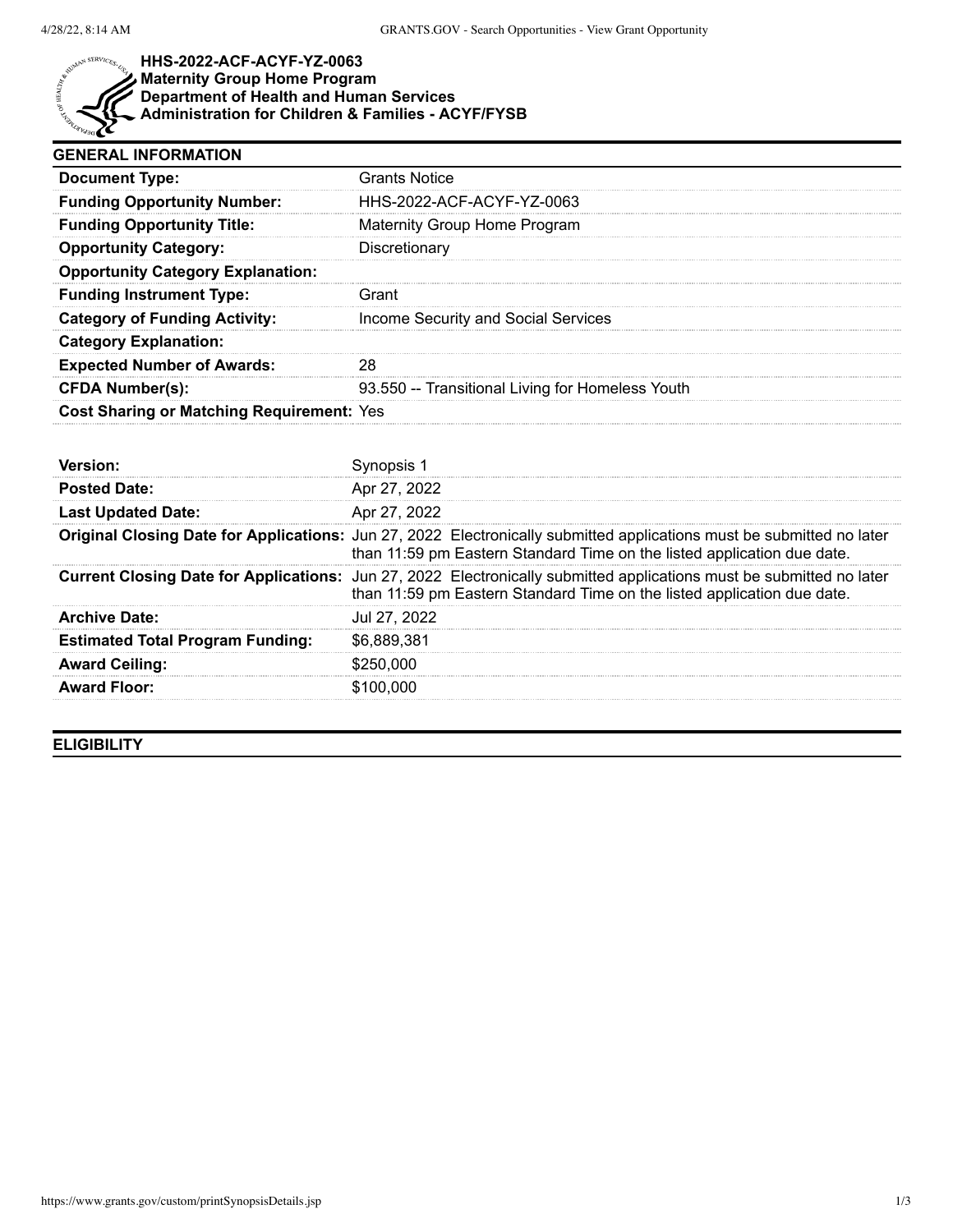**HHS-2022-ACF-ACYF-YZ-0063**
**Maternity Group Home Program**
**Department of Health and Human Services**
**Administration for Children & Families - ACYF/FYSB**

## GENERAL INFORMATION

| | |
|---|---|
| **Document Type:** | Grants Notice |
| **Funding Opportunity Number:** | HHS-2022-ACF-ACYF-YZ-0063 |
| **Funding Opportunity Title:** | Maternity Group Home Program |
| **Opportunity Category:** | Discretionary |
| **Opportunity Category Explanation:** | |
| **Funding Instrument Type:** | Grant |
| **Category of Funding Activity:** | Income Security and Social Services |
| **Category Explanation:** | |
| **Expected Number of Awards:** | 28 |
| **CFDA Number(s):** | 93.550 -- Transitional Living for Homeless Youth |
| **Cost Sharing or Matching Requirement:** | Yes |

| | |
|---|---|
| **Version:** | Synopsis 1 |
| **Posted Date:** | Apr 27, 2022 |
| **Last Updated Date:** | Apr 27, 2022 |
| **Original Closing Date for Applications:** | Jun 27, 2022 Electronically submitted applications must be submitted no later than 11:59 pm Eastern Standard Time on the listed application due date. |
| **Current Closing Date for Applications:** | Jun 27, 2022 Electronically submitted applications must be submitted no later than 11:59 pm Eastern Standard Time on the listed application due date. |
| **Archive Date:** | Jul 27, 2022 |
| **Estimated Total Program Funding:** | $6,889,381 |
| **Award Ceiling:** | $250,000 |
| **Award Floor:** | $100,000 |

## ELIGIBILITY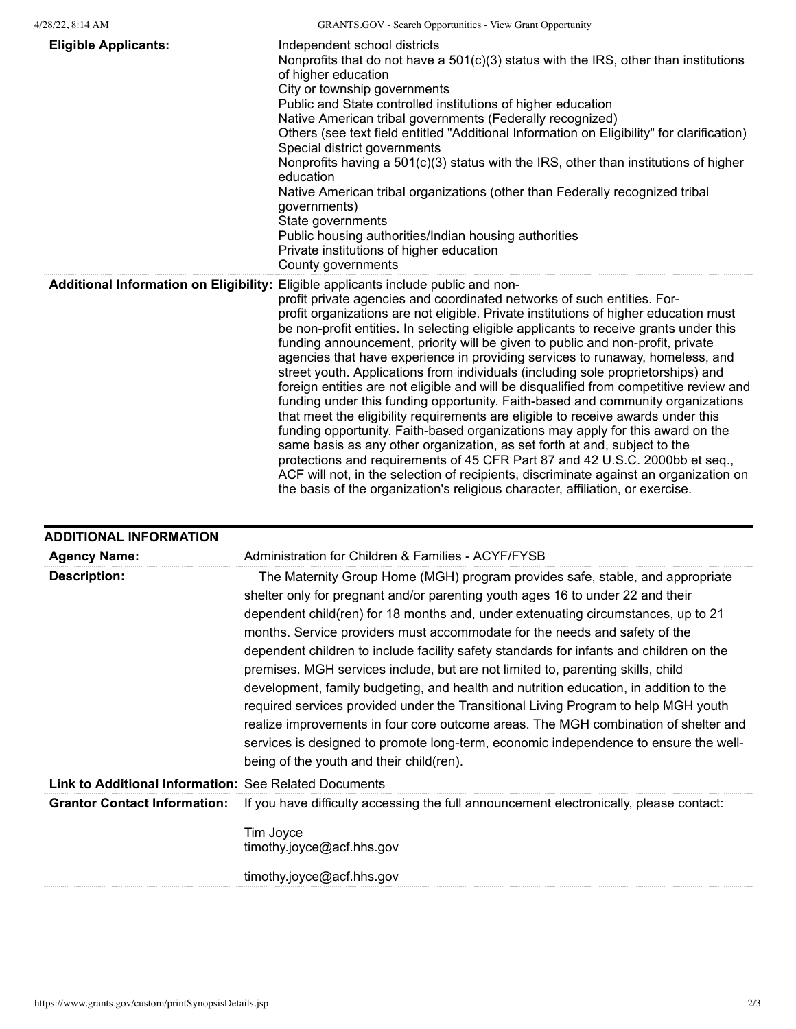| | |
|---|---|
| **Eligible Applicants:** | Independent school districts<br>Nonprofits that do not have a 501(c)(3) status with the IRS, other than institutions of higher education<br>City or township governments<br>Public and State controlled institutions of higher education<br>Native American tribal governments (Federally recognized)<br>Others (see text field entitled "Additional Information on Eligibility" for clarification)<br>Special district governments<br>Nonprofits having a 501(c)(3) status with the IRS, other than institutions of higher education<br>Native American tribal organizations (other than Federally recognized tribal governments)<br>State governments<br>Public housing authorities/Indian housing authorities<br>Private institutions of higher education<br>County governments |
| **Additional Information on Eligibility:** | Eligible applicants include public and non-profit private agencies and coordinated networks of such entities. For-profit organizations are not eligible. Private institutions of higher education must be non-profit entities. In selecting eligible applicants to receive grants under this funding announcement, priority will be given to public and non-profit, private agencies that have experience in providing services to runaway, homeless, and street youth. Applications from individuals (including sole proprietorships) and foreign entities are not eligible and will be disqualified from competitive review and funding under this funding opportunity. Faith-based and community organizations that meet the eligibility requirements are eligible to receive awards under this funding opportunity. Faith-based organizations may apply for this award on the same basis as any other organization, as set forth at and, subject to the protections and requirements of 45 CFR Part 87 and 42 U.S.C. 2000bb et seq., ACF will not, in the selection of recipients, discriminate against an organization on the basis of the organization's religious character, affiliation, or exercise. |

## ADDITIONAL INFORMATION

| | |
|---|---|
| **Agency Name:** | Administration for Children & Families - ACYF/FYSB |
| **Description:** | The Maternity Group Home (MGH) program provides safe, stable, and appropriate shelter only for pregnant and/or parenting youth ages 16 to under 22 and their dependent child(ren) for 18 months and, under extenuating circumstances, up to 21 months. Service providers must accommodate for the needs and safety of the dependent children to include facility safety standards for infants and children on the premises. MGH services include, but are not limited to, parenting skills, child development, family budgeting, and health and nutrition education, in addition to the required services provided under the Transitional Living Program to help MGH youth realize improvements in four core outcome areas. The MGH combination of shelter and services is designed to promote long-term, economic independence to ensure the well-being of the youth and their child(ren). |
| **Link to Additional Information:** | See Related Documents |
| **Grantor Contact Information:** | If you have difficulty accessing the full announcement electronically, please contact:<br><br>Tim Joyce<br>timothy.joyce@acf.hhs.gov<br><br>timothy.joyce@acf.hhs.gov |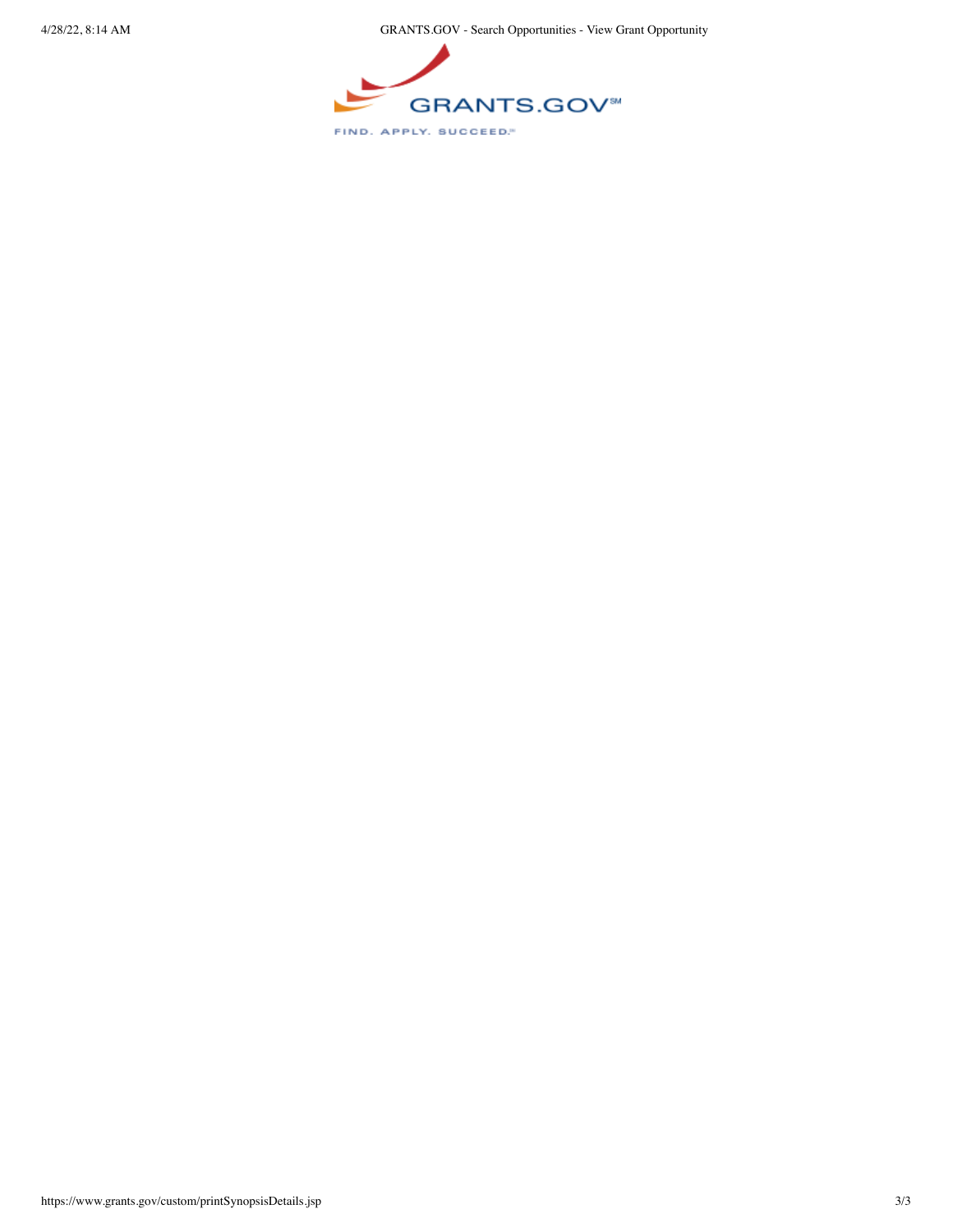GRANTS.GOV[SM]

FIND. APPLY. SUCCEED.[SM]